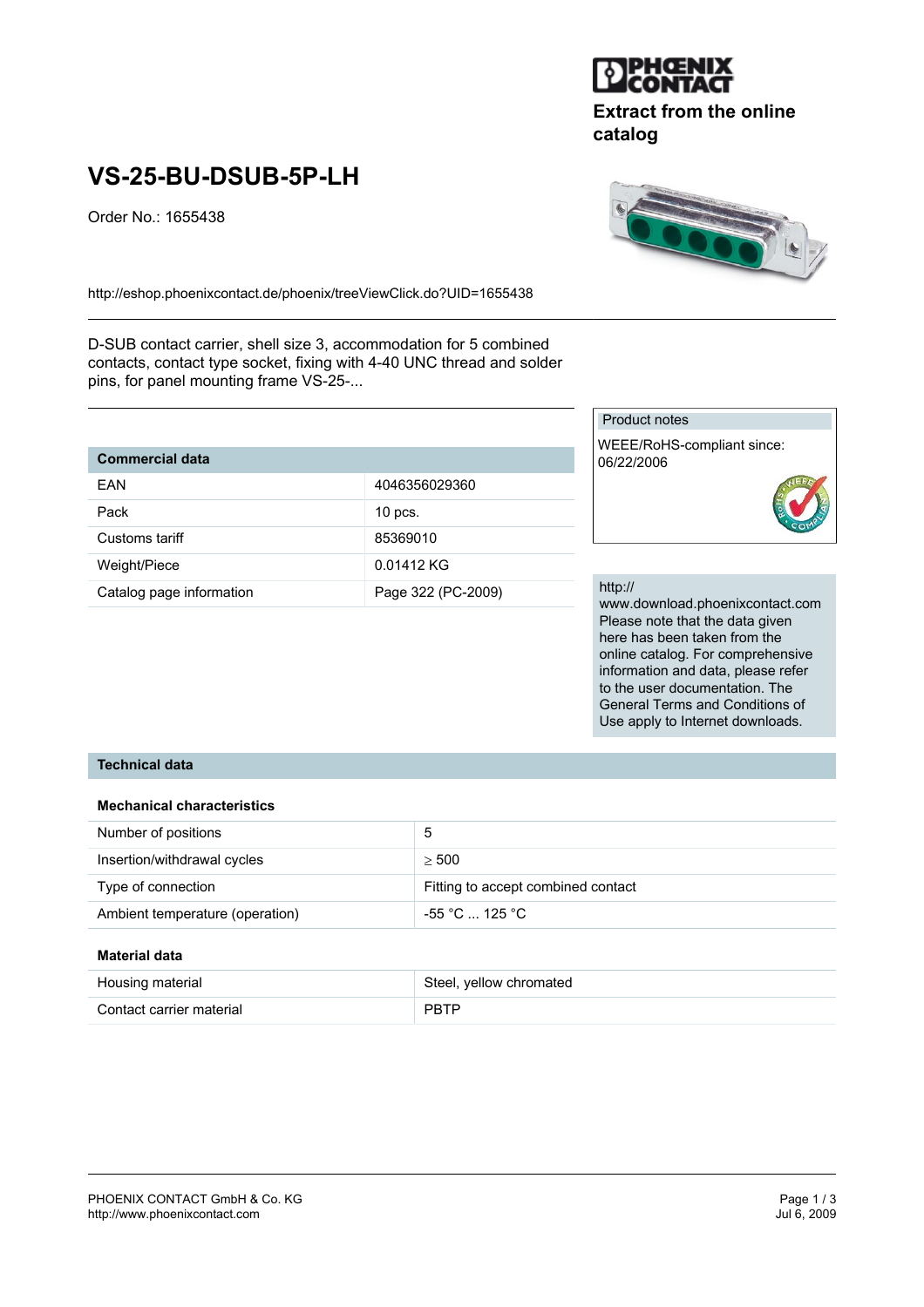Extract from the online catalog

# VS-25-BU-DSUB-5P-LH

Order No.: 1655438

http://eshop.phoenixcontact.de/phoenix/treeViewClick.do?UID=1655438

D-SUB contact carrier, shell size 3, accommodation for 5 combined contacts, contact type socket, fixing with 4-40 UNC thread and solder pins, for panel mounting frame VS-25-...

| Commercial data | |
|---|---|
| EAN | 4046356029360 |
| Pack | 10 pcs. |
| Customs tariff | 85369010 |
| Weight/Piece | 0.01412 KG |
| Catalog page information | Page 322 (PC-2009) |

Product notes

WEEE/RoHS-compliant since: 06/22/2006

http://www.download.phoenixcontact.com
Please note that the data given here has been taken from the online catalog. For comprehensive information and data, please refer to the user documentation. The General Terms and Conditions of Use apply to Internet downloads.

## Technical data

### Mechanical characteristics

| | |
|---|---|
| Number of positions | 5 |
| Insertion/withdrawal cycles | ≥ 500 |
| Type of connection | Fitting to accept combined contact |
| Ambient temperature (operation) | -55 °C ... 125 °C |

### Material data

| | |
|---|---|
| Housing material | Steel, yellow chromated |
| Contact carrier material | PBTP |

PHOENIX CONTACT GmbH & Co. KG
http://www.phoenixcontact.com

Jul 6, 2009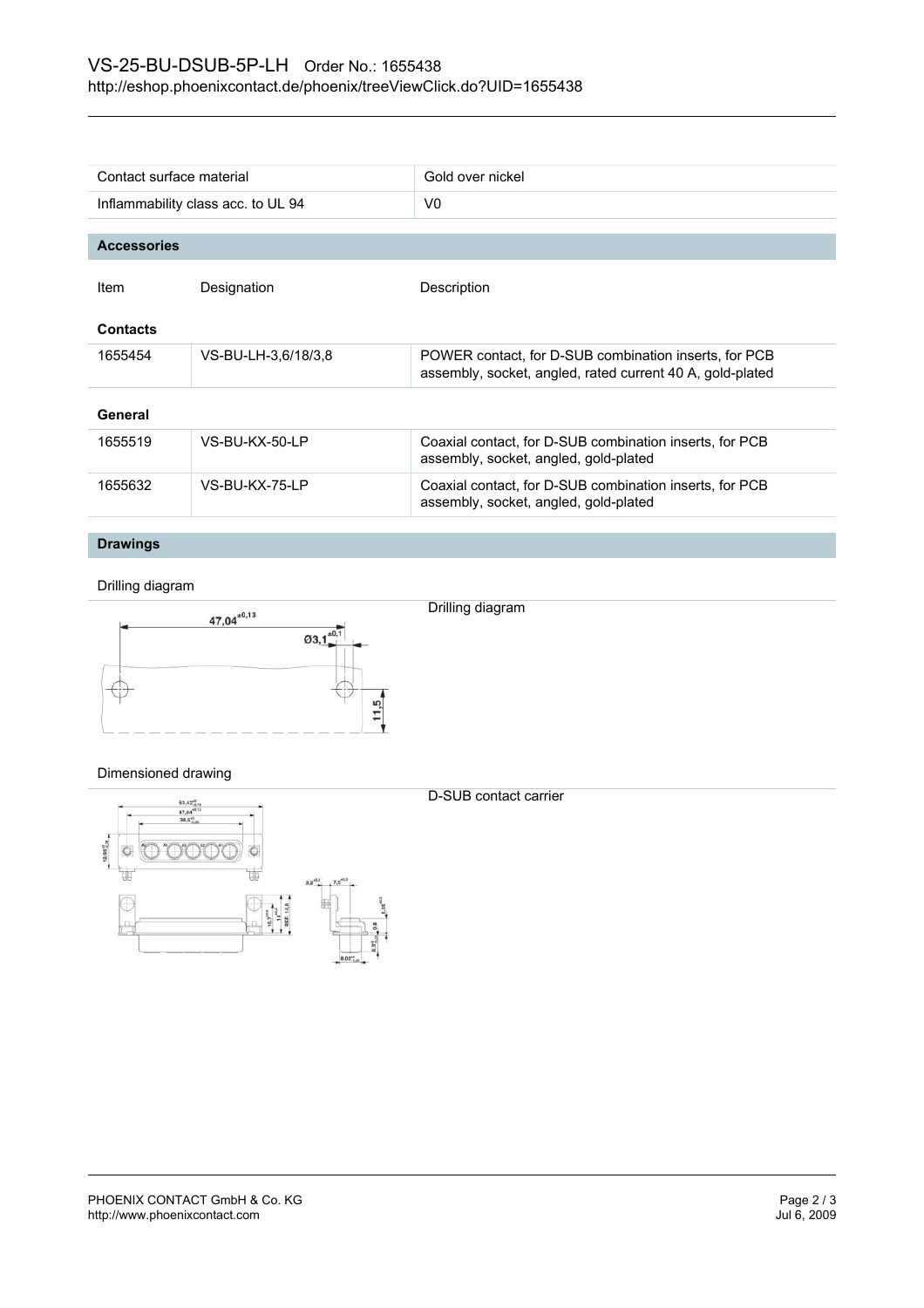| Contact surface material | Gold over nickel |
| --- | --- |
| Inflammability class acc. to UL 94 | V0 |

## Accessories

| Item | Designation | Description |
| --- | --- | --- |
| **Contacts** | | |
| 1655454 | VS-BU-LH-3,6/18/3,8 | POWER contact, for D-SUB combination inserts, for PCB assembly, socket, angled, rated current 40 A, gold-plated |
| **General** | | |
| 1655519 | VS-BU-KX-50-LP | Coaxial contact, for D-SUB combination inserts, for PCB assembly, socket, angled, gold-plated |
| 1655632 | VS-BU-KX-75-LP | Coaxial contact, for D-SUB combination inserts, for PCB assembly, socket, angled, gold-plated |

## Drawings

Drilling diagram

Drilling diagram

Dimensioned drawing

D-SUB contact carrier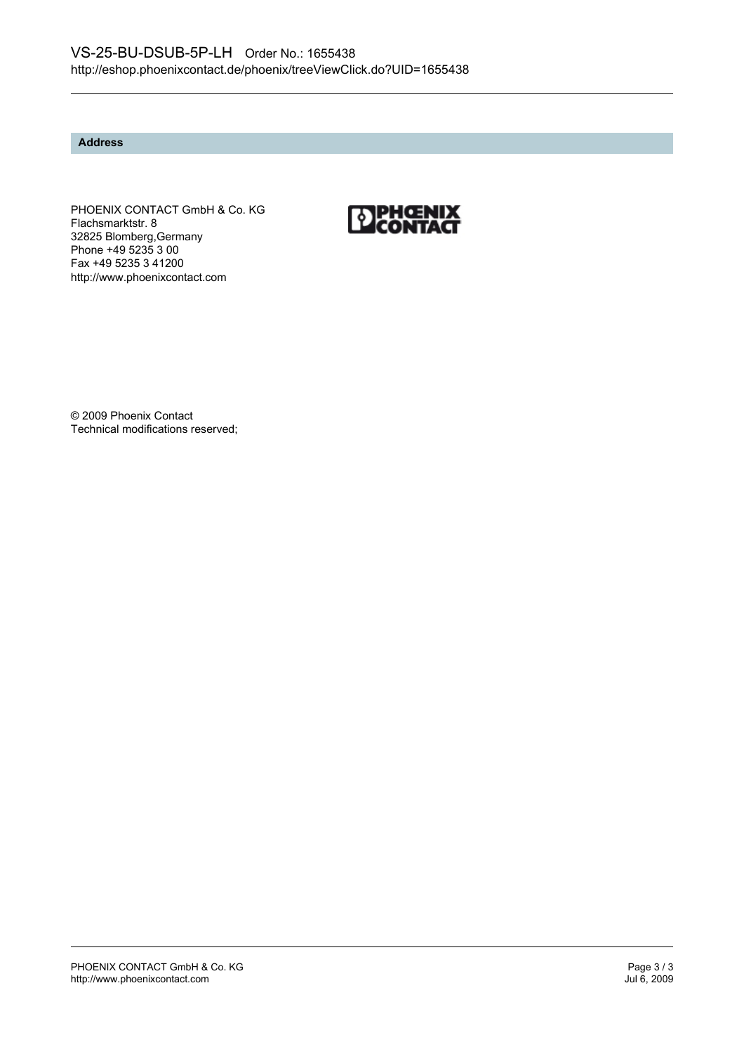## Address

PHOENIX CONTACT GmbH & Co. KG
Flachsmarktstr. 8
32825 Blomberg,Germany
Phone +49 5235 3 00
Fax +49 5235 3 41200
http://www.phoenixcontact.com

© 2009 Phoenix Contact
Technical modifications reserved;